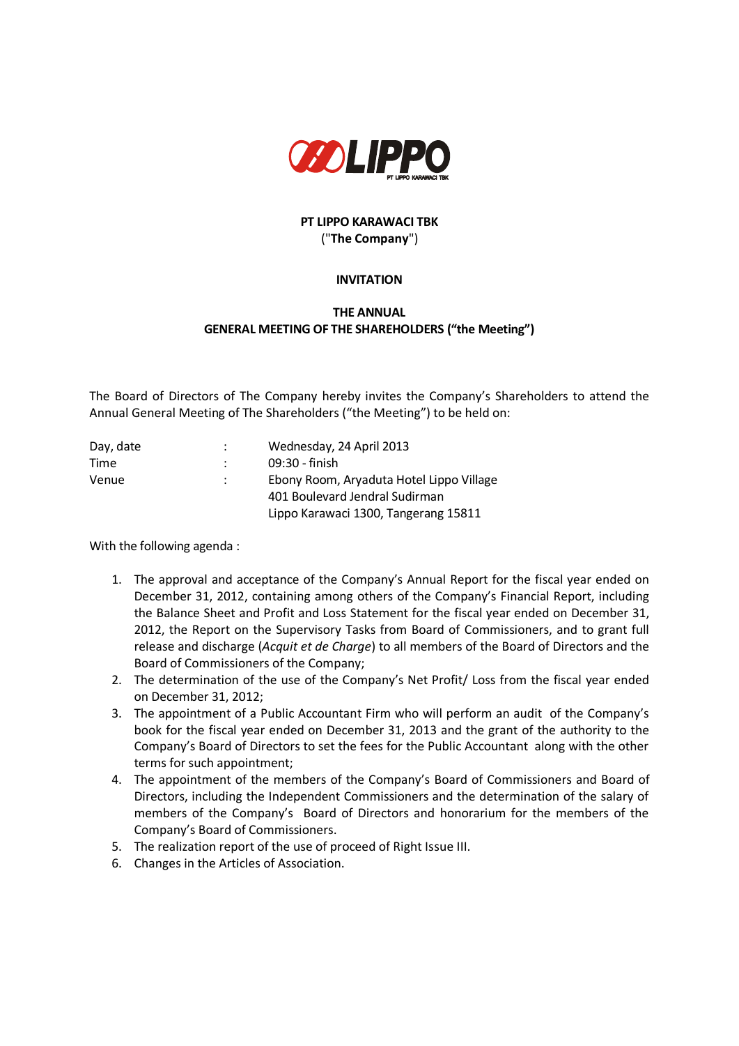**PT LIPPO KARAWACI TBK**
("**The Company**")

**INVITATION**

**THE ANNUAL**
**GENERAL MEETING OF THE SHAREHOLDERS ("the Meeting")**

The Board of Directors of The Company hereby invites the Company's Shareholders to attend the Annual General Meeting of The Shareholders ("the Meeting") to be held on:

| | | |
|---|---|---|
| Day, date | : | Wednesday, 24 April 2013 |
| Time | : | 09:30 - finish |
| Venue | : | Ebony Room, Aryaduta Hotel Lippo Village<br>401 Boulevard Jendral Sudirman<br>Lippo Karawaci 1300, Tangerang 15811 |

With the following agenda :

1. The approval and acceptance of the Company's Annual Report for the fiscal year ended on December 31, 2012, containing among others of the Company's Financial Report, including the Balance Sheet and Profit and Loss Statement for the fiscal year ended on December 31, 2012, the Report on the Supervisory Tasks from Board of Commissioners, and to grant full release and discharge (*Acquit et de Charge*) to all members of the Board of Directors and the Board of Commissioners of the Company;
2. The determination of the use of the Company's Net Profit/ Loss from the fiscal year ended on December 31, 2012;
3. The appointment of a Public Accountant Firm who will perform an audit of the Company's book for the fiscal year ended on December 31, 2013 and the grant of the authority to the Company's Board of Directors to set the fees for the Public Accountant along with the other terms for such appointment;
4. The appointment of the members of the Company's Board of Commissioners and Board of Directors, including the Independent Commissioners and the determination of the salary of members of the Company's Board of Directors and honorarium for the members of the Company's Board of Commissioners.
5. The realization report of the use of proceed of Right Issue III.
6. Changes in the Articles of Association.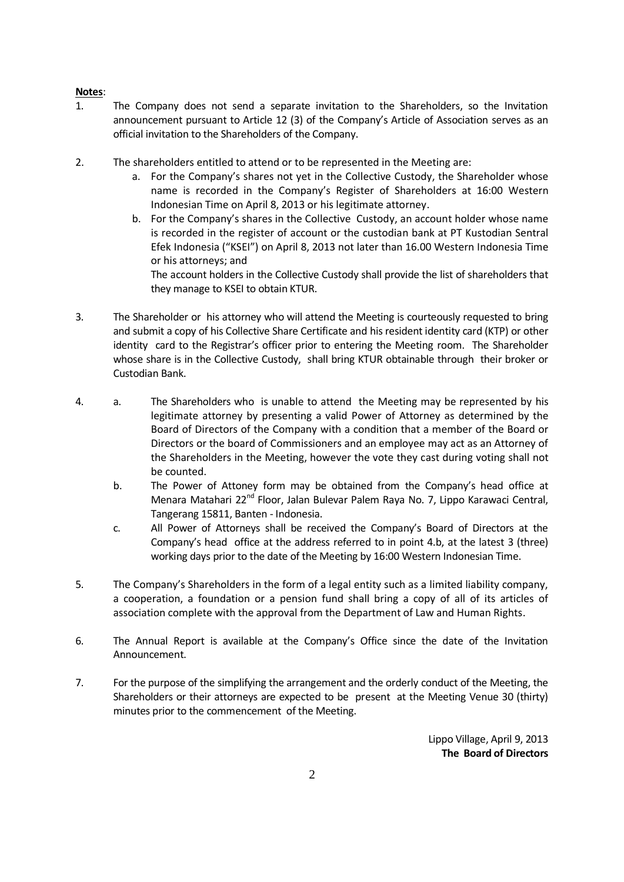**Notes**:

1. The Company does not send a separate invitation to the Shareholders, so the Invitation announcement pursuant to Article 12 (3) of the Company's Article of Association serves as an official invitation to the Shareholders of the Company.

2. The shareholders entitled to attend or to be represented in the Meeting are:
   a. For the Company's shares not yet in the Collective Custody, the Shareholder whose name is recorded in the Company's Register of Shareholders at 16:00 Western Indonesian Time on April 8, 2013 or his legitimate attorney.
   b. For the Company's shares in the Collective Custody, an account holder whose name is recorded in the register of account or the custodian bank at PT Kustodian Sentral Efek Indonesia ("KSEI") on April 8, 2013 not later than 16.00 Western Indonesia Time or his attorneys; and
   The account holders in the Collective Custody shall provide the list of shareholders that they manage to KSEI to obtain KTUR.

3. The Shareholder or his attorney who will attend the Meeting is courteously requested to bring and submit a copy of his Collective Share Certificate and his resident identity card (KTP) or other identity card to the Registrar's officer prior to entering the Meeting room. The Shareholder whose share is in the Collective Custody, shall bring KTUR obtainable through their broker or Custodian Bank.

4. a. The Shareholders who is unable to attend the Meeting may be represented by his legitimate attorney by presenting a valid Power of Attorney as determined by the Board of Directors of the Company with a condition that a member of the Board or Directors or the board of Commissioners and an employee may act as an Attorney of the Shareholders in the Meeting, however the vote they cast during voting shall not be counted.
   b. The Power of Attoney form may be obtained from the Company's head office at Menara Matahari 22nd Floor, Jalan Bulevar Palem Raya No. 7, Lippo Karawaci Central, Tangerang 15811, Banten - Indonesia.
   c. All Power of Attorneys shall be received the Company's Board of Directors at the Company's head office at the address referred to in point 4.b, at the latest 3 (three) working days prior to the date of the Meeting by 16:00 Western Indonesian Time.

5. The Company's Shareholders in the form of a legal entity such as a limited liability company, a cooperation, a foundation or a pension fund shall bring a copy of all of its articles of association complete with the approval from the Department of Law and Human Rights.

6. The Annual Report is available at the Company's Office since the date of the Invitation Announcement.

7. For the purpose of the simplifying the arrangement and the orderly conduct of the Meeting, the Shareholders or their attorneys are expected to be present at the Meeting Venue 30 (thirty) minutes prior to the commencement of the Meeting.

Lippo Village, April 9, 2013
**The Board of Directors**